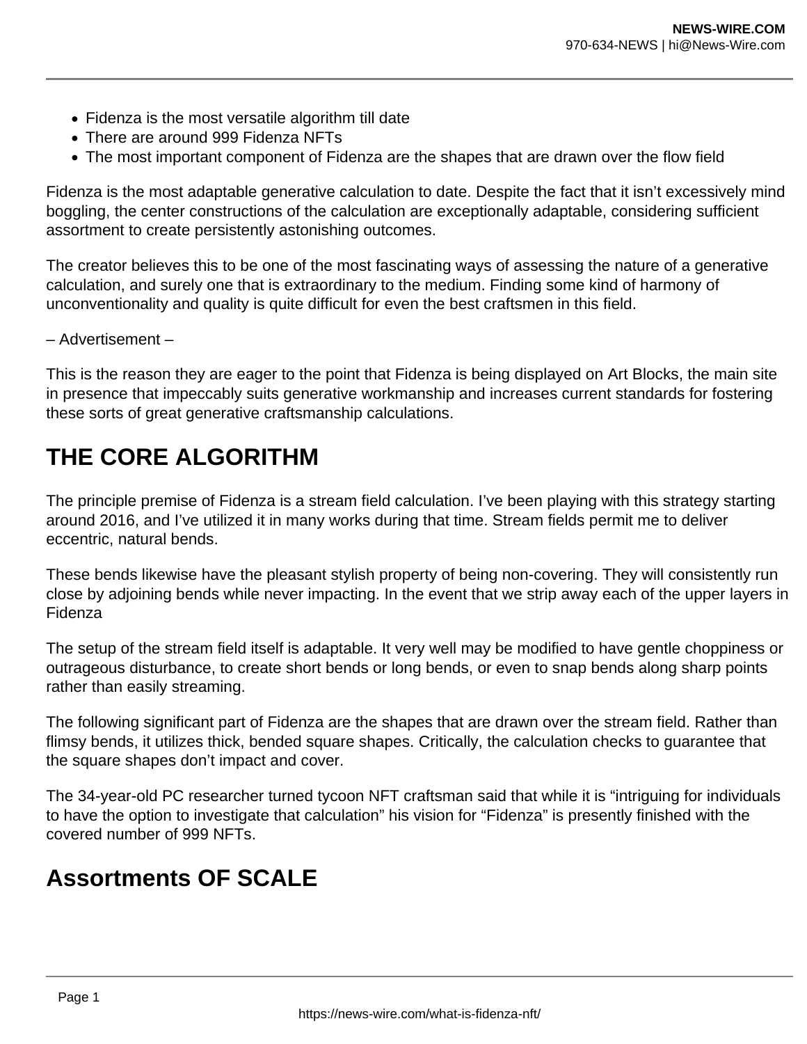- Fidenza is the most versatile algorithm till date
- There are around 999 Fidenza NFTs
- The most important component of Fidenza are the shapes that are drawn over the flow field

Fidenza is the most adaptable generative calculation to date. Despite the fact that it isn't excessively mind boggling, the center constructions of the calculation are exceptionally adaptable, considering sufficient assortment to create persistently astonishing outcomes.

The creator believes this to be one of the most fascinating ways of assessing the nature of a generative calculation, and surely one that is extraordinary to the medium. Finding some kind of harmony of unconventionality and quality is quite difficult for even the best craftsmen in this field.

– Advertisement –

This is the reason they are eager to the point that Fidenza is being displayed on Art Blocks, the main site in presence that impeccably suits generative workmanship and increases current standards for fostering these sorts of great generative craftsmanship calculations.

## THE CORE ALGORITHM

The principle premise of Fidenza is a stream field calculation. I've been playing with this strategy starting around 2016, and I've utilized it in many works during that time. Stream fields permit me to deliver eccentric, natural bends.

These bends likewise have the pleasant stylish property of being non-covering. They will consistently run close by adjoining bends while never impacting. In the event that we strip away each of the upper layers in Fidenza

The setup of the stream field itself is adaptable. It very well may be modified to have gentle choppiness or outrageous disturbance, to create short bends or long bends, or even to snap bends along sharp points rather than easily streaming.

The following significant part of Fidenza are the shapes that are drawn over the stream field. Rather than flimsy bends, it utilizes thick, bended square shapes. Critically, the calculation checks to guarantee that the square shapes don't impact and cover.

The 34-year-old PC researcher turned tycoon NFT craftsman said that while it is "intriguing for individuals to have the option to investigate that calculation" his vision for "Fidenza" is presently finished with the covered number of 999 NFTs.

## Assortments OF SCALE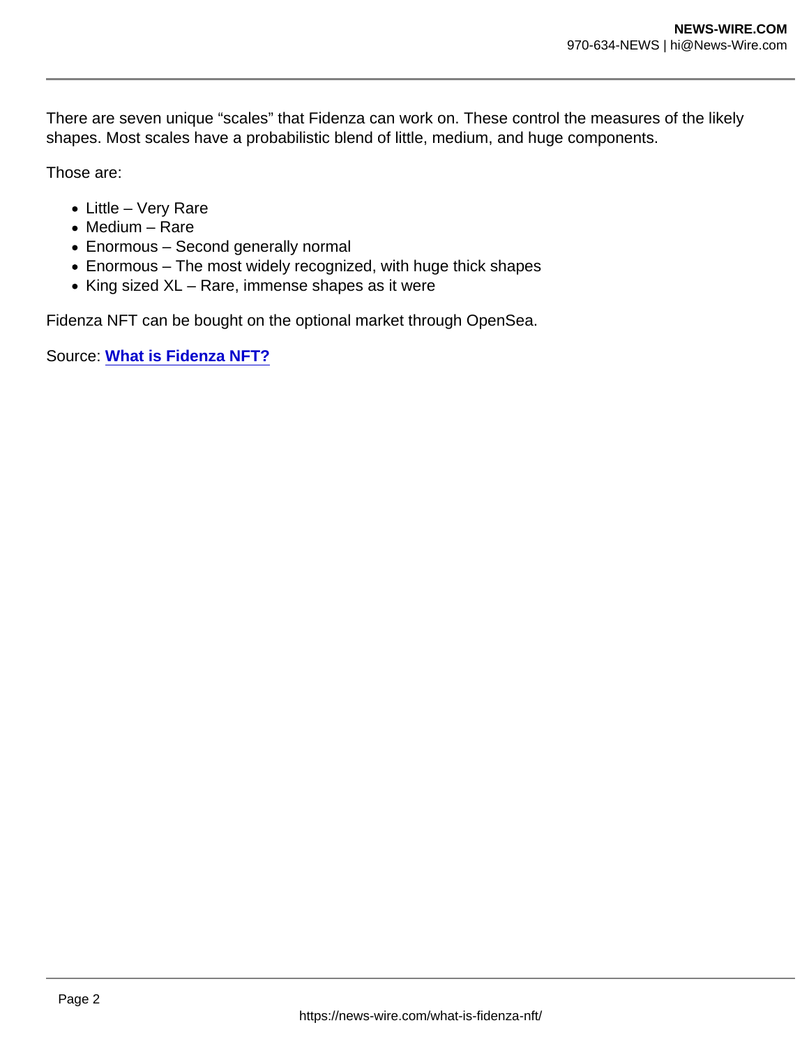There are seven unique “scales” that Fidenza can work on. These control the measures of the likely shapes. Most scales have a probabilistic blend of little, medium, and huge components.

Those are:

- Little – Very Rare
- Medium – Rare
- Enormous – Second generally normal
- Enormous – The most widely recognized, with huge thick shapes
- King sized XL – Rare, immense shapes as it were

Fidenza NFT can be bought on the optional market through OpenSea.

Source: **[What is Fidenza NFT?](https://news-wire.com/what-is-fidenza-nft/)**